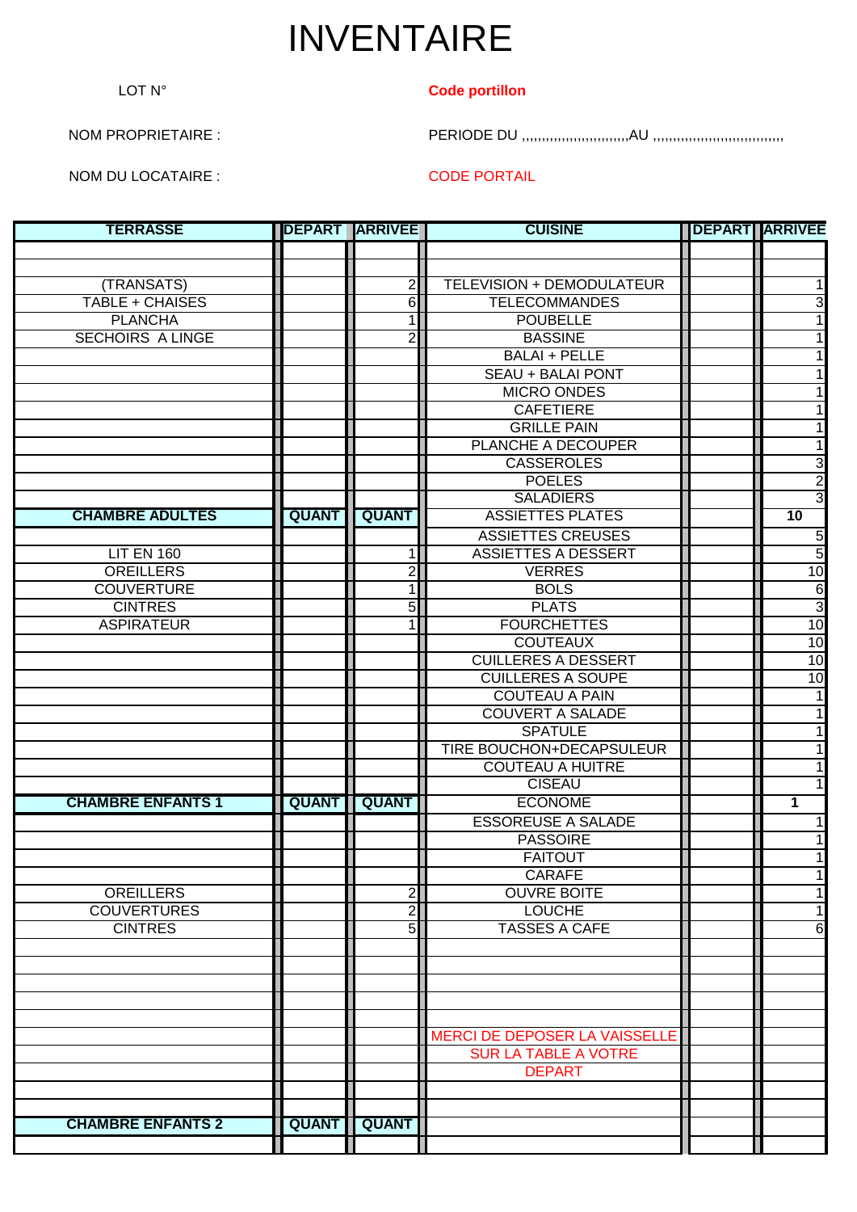# INVENTAIRE

LOT N°

**Code portillon**

NOM PROPRIETAIRE :

PERIODE DU ,,,,,,,,,,,,,,,,,,,,,,,,,,,,,AU ,,,,,,,,,,,,,,,,,,,,,,,,,,,,,,,,,,,,,

NOM DU LOCATAIRE :

CODE PORTAIL

| TERRASSE | DEPART | ARRIVEE | CUISINE | DEPART | ARRIVEE |
|---|---|---|---|---|---|
| | | | | | |
| | | | | | |
| (TRANSATS) | | 2 | TELEVISION + DEMODULATEUR | | 1 |
| TABLE + CHAISES | | 6 | TELECOMMANDES | | 3 |
| PLANCHA | | 1 | POUBELLE | | 1 |
| SECHOIRS A LINGE | | 2 | BASSINE | | 1 |
| | | | BALAI + PELLE | | 1 |
| | | | SEAU + BALAI PONT | | 1 |
| | | | MICRO ONDES | | 1 |
| | | | CAFETIERE | | 1 |
| | | | GRILLE PAIN | | 1 |
| | | | PLANCHE A DECOUPER | | 1 |
| | | | CASSEROLES | | 3 |
| | | | POELES | | 2 |
| | | | SALADIERS | | 3 |
| **CHAMBRE ADULTES** | **QUANT** | **QUANT** | ASSIETTES PLATES | | **10** |
| | | | ASSIETTES CREUSES | | 5 |
| LIT EN 160 | | 1 | ASSIETTES A DESSERT | | 5 |
| OREILLERS | | 2 | VERRES | | 10 |
| COUVERTURE | | 1 | BOLS | | 6 |
| CINTRES | | 5 | PLATS | | 3 |
| ASPIRATEUR | | 1 | FOURCHETTES | | 10 |
| | | | COUTEAUX | | 10 |
| | | | CUILLERES A DESSERT | | 10 |
| | | | CUILLERES A SOUPE | | 10 |
| | | | COUTEAU A PAIN | | 1 |
| | | | COUVERT A SALADE | | 1 |
| | | | SPATULE | | 1 |
| | | | TIRE BOUCHON+DECAPSULEUR | | 1 |
| | | | COUTEAU A HUITRE | | 1 |
| | | | CISEAU | | 1 |
| **CHAMBRE ENFANTS 1** | **QUANT** | **QUANT** | ECONOME | | **1** |
| | | | ESSOREUSE A SALADE | | 1 |
| | | | PASSOIRE | | 1 |
| | | | FAITOUT | | 1 |
| | | | CARAFE | | 1 |
| OREILLERS | | 2 | OUVRE BOITE | | 1 |
| COUVERTURES | | 2 | LOUCHE | | 1 |
| CINTRES | | 5 | TASSES A CAFE | | 6 |
| | | | | | |
| | | | | | |
| | | | | | |
| | | | | | |
| | | | | | |
| | | | MERCI DE DEPOSER LA VAISSELLE | | |
| | | | SUR LA TABLE A VOTRE | | |
| | | | DEPART | | |
| | | | | | |
| | | | | | |
| **CHAMBRE ENFANTS 2** | **QUANT** | **QUANT** | | | |
| | | | | | |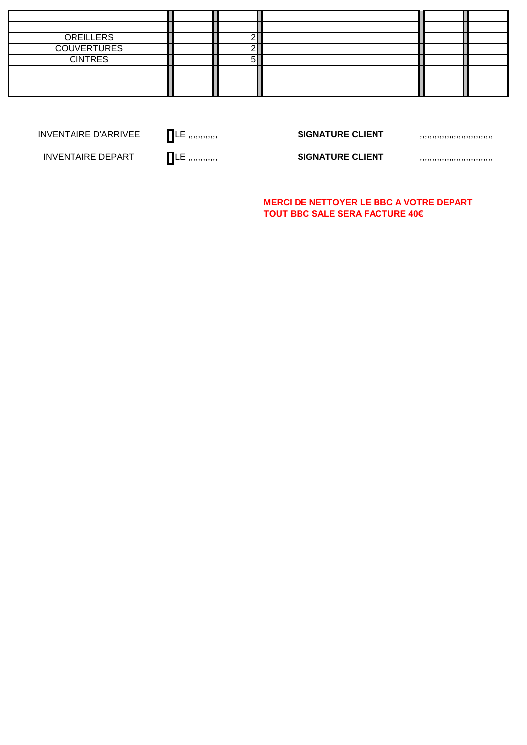| | | | | | |
|---|---|---|---|---|---|
| | | | | | |
| | | | | | |
| OREILLERS | | 2 | | | |
| COUVERTURES | | 2 | | | |
| CINTRES | | 5 | | | |
| | | | | | |
| | | | | | |
| | | | | | |

INVENTAIRE D'ARRIVEE LE ,,,,,,,,,,,, **SIGNATURE CLIENT** ,,,,,,,,,,,,,,,,,,,,,,,,,,,,,,,

INVENTAIRE DEPART LE ,,,,,,,,,,,, **SIGNATURE CLIENT** ,,,,,,,,,,,,,,,,,,,,,,,,,,,,,,,

**MERCI DE NETTOYER LE BBC A VOTRE DEPART**
**TOUT BBC SALE SERA FACTURE 40€**